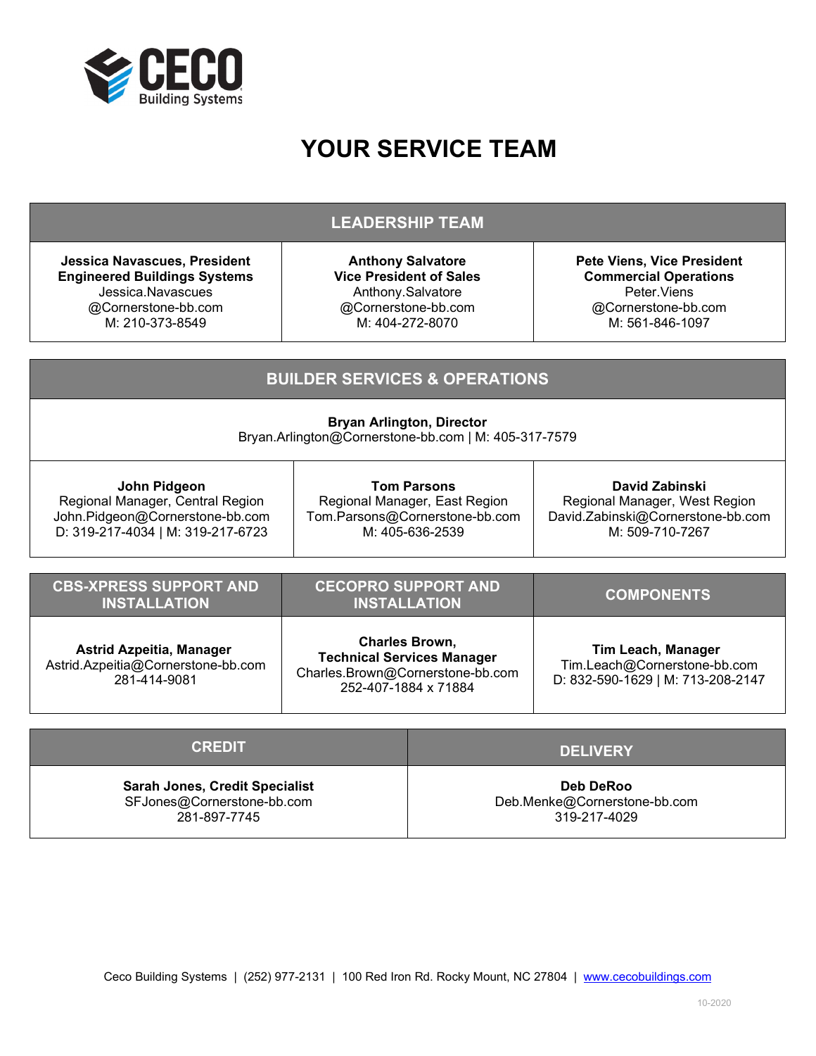CECO Building Systems

# YOUR SERVICE TEAM

## LEADERSHIP TEAM

| Jessica Navascues, President | Anthony Salvatore | Pete Viens, Vice President |
|---|---|---|
| **Engineered Buildings Systems** | **Vice President of Sales** | **Commercial Operations** |
| Jessica.Navascues@Cornerstone-bb.com | Anthony.Salvatore@Cornerstone-bb.com | Peter.Viens@Cornerstone-bb.com |
| M: 210-373-8549 | M: 404-272-8070 | M: 561-846-1097 |

## BUILDER SERVICES & OPERATIONS

**Bryan Arlington, Director**
Bryan.Arlington@Cornerstone-bb.com | M: 405-317-7579

| John Pidgeon | Tom Parsons | David Zabinski |
|---|---|---|
| Regional Manager, Central Region | Regional Manager, East Region | Regional Manager, West Region |
| John.Pidgeon@Cornerstone-bb.com | Tom.Parsons@Cornerstone-bb.com | David.Zabinski@Cornerstone-bb.com |
| D: 319-217-4034 \| M: 319-217-6723 | M: 405-636-2539 | M: 509-710-7267 |

| CBS-XPRESS SUPPORT AND INSTALLATION | CECOPRO SUPPORT AND INSTALLATION | COMPONENTS |
|---|---|---|
| **Astrid Azpeitia, Manager** | **Charles Brown, Technical Services Manager** | **Tim Leach, Manager** |
| Astrid.Azpeitia@Cornerstone-bb.com | Charles.Brown@Cornerstone-bb.com | Tim.Leach@Cornerstone-bb.com |
| 281-414-9081 | 252-407-1884 x 71884 | D: 832-590-1629 \| M: 713-208-2147 |

| CREDIT | DELIVERY |
|---|---|
| **Sarah Jones, Credit Specialist** | **Deb DeRoo** |
| SFJones@Cornerstone-bb.com | Deb.Menke@Cornerstone-bb.com |
| 281-897-7745 | 319-217-4029 |

Ceco Building Systems | (252) 977-2131 | 100 Red Iron Rd. Rocky Mount, NC 27804 | www.cecobuildings.com

10-2020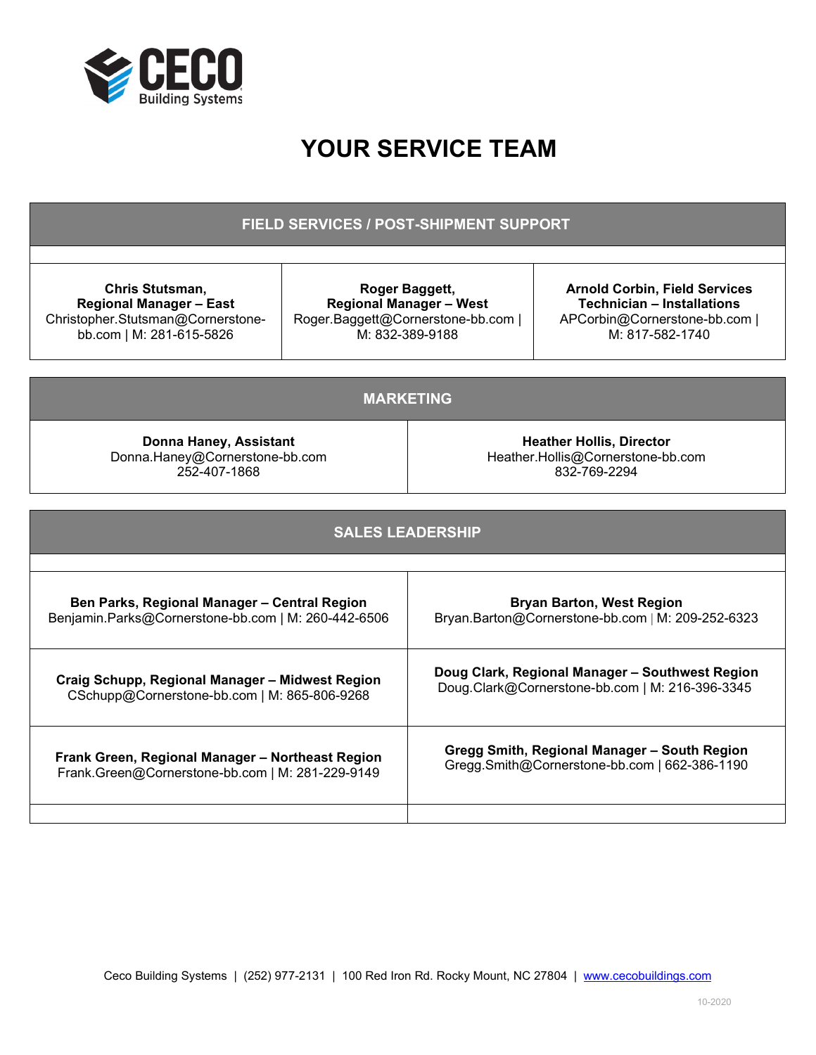CECO Building Systems

# YOUR SERVICE TEAM

| FIELD SERVICES / POST-SHIPMENT SUPPORT | | |
|---|---|---|
| **Chris Stutsman, Regional Manager – East** Christopher.Stutsman@Cornerstone-bb.com \| M: 281-615-5826 | **Roger Baggett, Regional Manager – West** Roger.Baggett@Cornerstone-bb.com \| M: 832-389-9188 | **Arnold Corbin, Field Services Technician – Installations** APCorbin@Cornerstone-bb.com \| M: 817-582-1740 |

| MARKETING | |
|---|---|
| **Donna Haney, Assistant** Donna.Haney@Cornerstone-bb.com 252-407-1868 | **Heather Hollis, Director** Heather.Hollis@Cornerstone-bb.com 832-769-2294 |

| SALES LEADERSHIP | |
|---|---|
| **Ben Parks, Regional Manager – Central Region** Benjamin.Parks@Cornerstone-bb.com \| M: 260-442-6506 | **Bryan Barton, West Region** Bryan.Barton@Cornerstone-bb.com \| M: 209-252-6323 |
| **Craig Schupp, Regional Manager – Midwest Region** CSchupp@Cornerstone-bb.com \| M: 865-806-9268 | **Doug Clark, Regional Manager – Southwest Region** Doug.Clark@Cornerstone-bb.com \| M: 216-396-3345 |
| **Frank Green, Regional Manager – Northeast Region** Frank.Green@Cornerstone-bb.com \| M: 281-229-9149 | **Gregg Smith, Regional Manager – South Region** Gregg.Smith@Cornerstone-bb.com \| 662-386-1190 |

Ceco Building Systems | (252) 977-2131 | 100 Red Iron Rd. Rocky Mount, NC 27804 | www.cecobuildings.com

10-2020